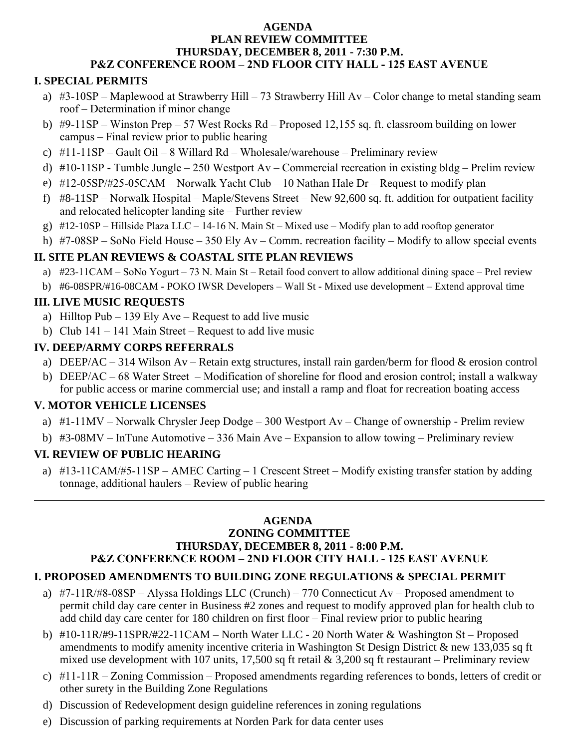# AGENDA
## PLAN REVIEW COMMITTEE
## THURSDAY, DECEMBER 8, 2011 - 7:30 P.M.
## P&Z CONFERENCE ROOM – 2ND FLOOR CITY HALL - 125 EAST AVENUE

### I. SPECIAL PERMITS

a) #3-10SP – Maplewood at Strawberry Hill – 73 Strawberry Hill Av – Color change to metal standing seam roof – Determination if minor change
b) #9-11SP – Winston Prep – 57 West Rocks Rd – Proposed 12,155 sq. ft. classroom building on lower campus – Final review prior to public hearing
c) #11-11SP – Gault Oil – 8 Willard Rd – Wholesale/warehouse – Preliminary review
d) #10-11SP - Tumble Jungle – 250 Westport Av – Commercial recreation in existing bldg – Prelim review
e) #12-05SP/#25-05CAM – Norwalk Yacht Club – 10 Nathan Hale Dr – Request to modify plan
f) #8-11SP – Norwalk Hospital – Maple/Stevens Street – New 92,600 sq. ft. addition for outpatient facility and relocated helicopter landing site – Further review
g) #12-10SP – Hillside Plaza LLC – 14-16 N. Main St – Mixed use – Modify plan to add rooftop generator
h) #7-08SP – SoNo Field House – 350 Ely Av – Comm. recreation facility – Modify to allow special events

### II. SITE PLAN REVIEWS & COASTAL SITE PLAN REVIEWS

a) #23-11CAM – SoNo Yogurt – 73 N. Main St – Retail food convert to allow additional dining space – Prel review
b) #6-08SPR/#16-08CAM - POKO IWSR Developers – Wall St - Mixed use development – Extend approval time

### III. LIVE MUSIC REQUESTS

a) Hilltop Pub – 139 Ely Ave – Request to add live music
b) Club 141 – 141 Main Street – Request to add live music

### IV. DEEP/ARMY CORPS REFERRALS

a) DEEP/AC – 314 Wilson Av – Retain extg structures, install rain garden/berm for flood & erosion control
b) DEEP/AC – 68 Water Street – Modification of shoreline for flood and erosion control; install a walkway for public access or marine commercial use; and install a ramp and float for recreation boating access

### V. MOTOR VEHICLE LICENSES

a) #1-11MV – Norwalk Chrysler Jeep Dodge – 300 Westport Av – Change of ownership - Prelim review
b) #3-08MV – InTune Automotive – 336 Main Ave – Expansion to allow towing – Preliminary review

### VI. REVIEW OF PUBLIC HEARING

a) #13-11CAM/#5-11SP – AMEC Carting – 1 Crescent Street – Modify existing transfer station by adding tonnage, additional haulers – Review of public hearing

---

# AGENDA
## ZONING COMMITTEE
## THURSDAY, DECEMBER 8, 2011 - 8:00 P.M.
## P&Z CONFERENCE ROOM – 2ND FLOOR CITY HALL - 125 EAST AVENUE

### I. PROPOSED AMENDMENTS TO BUILDING ZONE REGULATIONS & SPECIAL PERMIT

a) #7-11R/#8-08SP – Alyssa Holdings LLC (Crunch) – 770 Connecticut Av – Proposed amendment to permit child day care center in Business #2 zones and request to modify approved plan for health club to add child day care center for 180 children on first floor – Final review prior to public hearing
b) #10-11R/#9-11SPR/#22-11CAM – North Water LLC - 20 North Water & Washington St – Proposed amendments to modify amenity incentive criteria in Washington St Design District & new 133,035 sq ft mixed use development with 107 units, 17,500 sq ft retail & 3,200 sq ft restaurant – Preliminary review
c) #11-11R – Zoning Commission – Proposed amendments regarding references to bonds, letters of credit or other surety in the Building Zone Regulations
d) Discussion of Redevelopment design guideline references in zoning regulations
e) Discussion of parking requirements at Norden Park for data center uses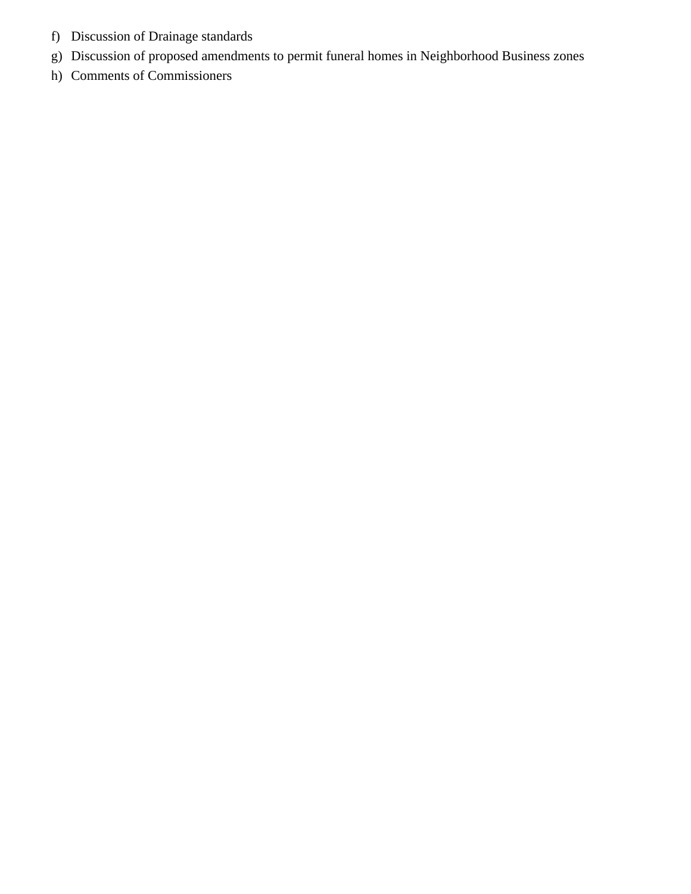f) Discussion of Drainage standards
g) Discussion of proposed amendments to permit funeral homes in Neighborhood Business zones
h) Comments of Commissioners